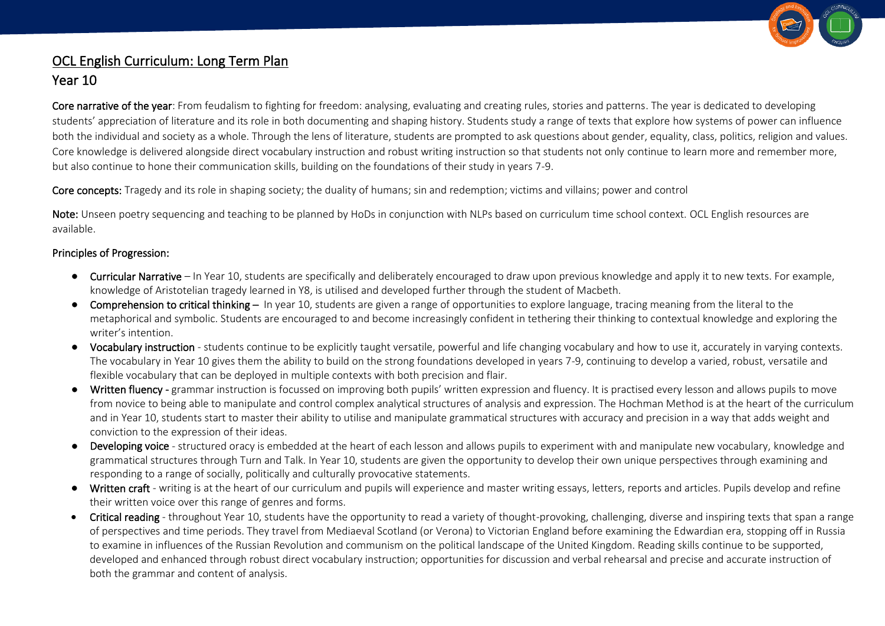# OCL English Curriculum: Long Term Plan

## Year 10

**Core narrative of the year**: From feudalism to fighting for freedom: analysing, evaluating and creating rules, stories and patterns. The year is dedicated to developing students' appreciation of literature and its role in both documenting and shaping history. Students study a range of texts that explore how systems of power can influence both the individual and society as a whole. Through the lens of literature, students are prompted to ask questions about gender, equality, class, politics, religion and values. Core knowledge is delivered alongside direct vocabulary instruction and robust writing instruction so that students not only continue to learn more and remember more, but also continue to hone their communication skills, building on the foundations of their study in years 7-9.

**Core concepts:** Tragedy and its role in shaping society; the duality of humans; sin and redemption; victims and villains; power and control

**Note:** Unseen poetry sequencing and teaching to be planned by HoDs in conjunction with NLPs based on curriculum time school context. OCL English resources are available.

**Principles of Progression:**

- **Curricular Narrative** – In Year 10, students are specifically and deliberately encouraged to draw upon previous knowledge and apply it to new texts. For example, knowledge of Aristotelian tragedy learned in Y8, is utilised and developed further through the student of Macbeth.
- **Comprehension to critical thinking** – In year 10, students are given a range of opportunities to explore language, tracing meaning from the literal to the metaphorical and symbolic. Students are encouraged to and become increasingly confident in tethering their thinking to contextual knowledge and exploring the writer's intention.
- **Vocabulary instruction** - students continue to be explicitly taught versatile, powerful and life changing vocabulary and how to use it, accurately in varying contexts. The vocabulary in Year 10 gives them the ability to build on the strong foundations developed in years 7-9, continuing to develop a varied, robust, versatile and flexible vocabulary that can be deployed in multiple contexts with both precision and flair.
- **Written fluency** - grammar instruction is focussed on improving both pupils' written expression and fluency. It is practised every lesson and allows pupils to move from novice to being able to manipulate and control complex analytical structures of analysis and expression. The Hochman Method is at the heart of the curriculum and in Year 10, students start to master their ability to utilise and manipulate grammatical structures with accuracy and precision in a way that adds weight and conviction to the expression of their ideas.
- **Developing voice** - structured oracy is embedded at the heart of each lesson and allows pupils to experiment with and manipulate new vocabulary, knowledge and grammatical structures through Turn and Talk. In Year 10, students are given the opportunity to develop their own unique perspectives through examining and responding to a range of socially, politically and culturally provocative statements.
- **Written craft** - writing is at the heart of our curriculum and pupils will experience and master writing essays, letters, reports and articles. Pupils develop and refine their written voice over this range of genres and forms.
- **Critical reading** - throughout Year 10, students have the opportunity to read a variety of thought-provoking, challenging, diverse and inspiring texts that span a range of perspectives and time periods. They travel from Mediaeval Scotland (or Verona) to Victorian England before examining the Edwardian era, stopping off in Russia to examine in influences of the Russian Revolution and communism on the political landscape of the United Kingdom. Reading skills continue to be supported, developed and enhanced through robust direct vocabulary instruction; opportunities for discussion and verbal rehearsal and precise and accurate instruction of both the grammar and content of analysis.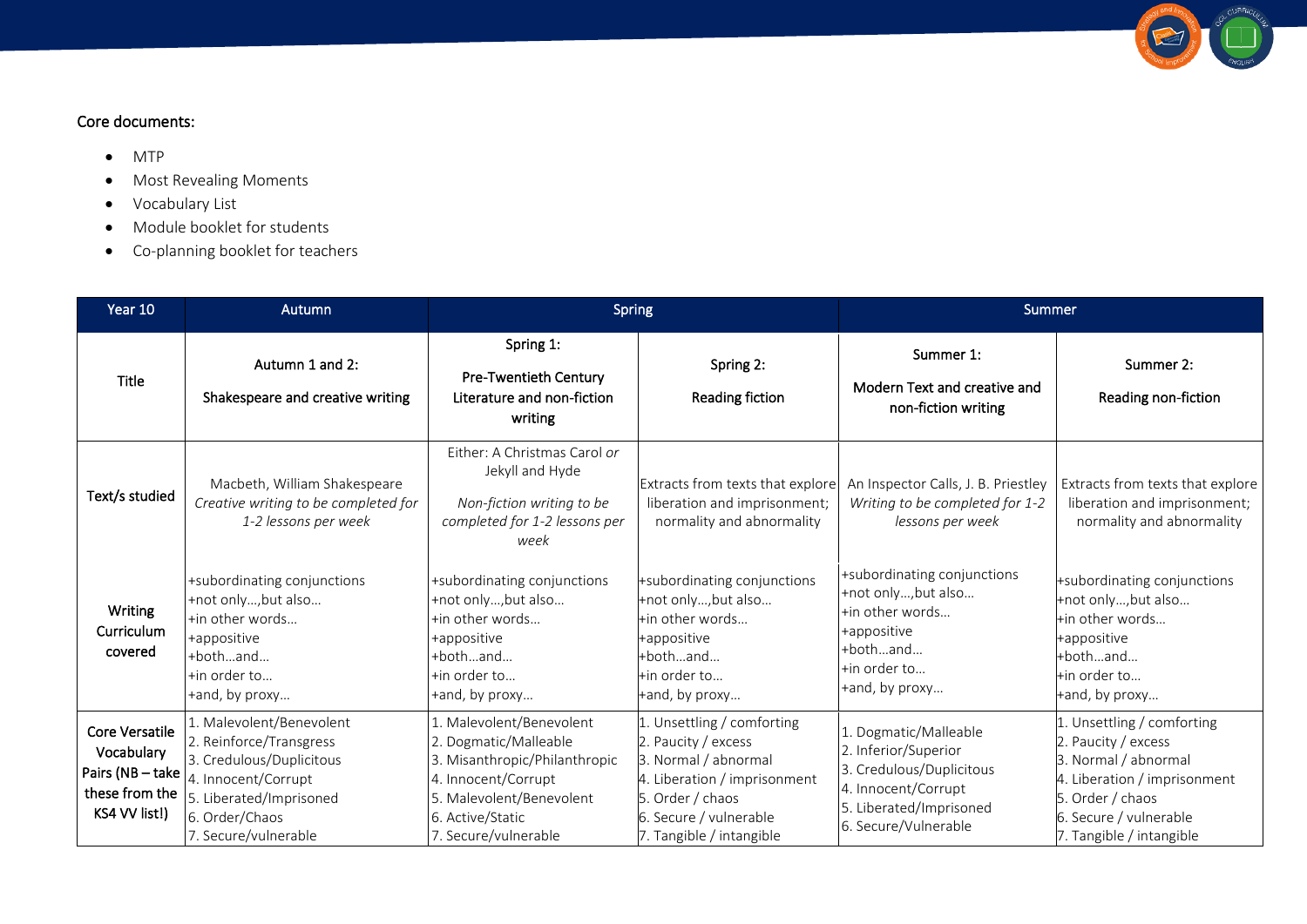Core documents:

- MTP
- Most Revealing Moments
- Vocabulary List
- Module booklet for students
- Co-planning booklet for teachers

| Year 10 | Autumn | Spring | | Summer | |
|---|---|---|---|---|---|
| Title | Autumn 1 and 2:<br><br>Shakespeare and creative writing | Spring 1:<br><br>Pre-Twentieth Century Literature and non-fiction writing | Spring 2:<br><br>Reading fiction | Summer 1:<br><br>Modern Text and creative and non-fiction writing | Summer 2:<br><br>Reading non-fiction |
| Text/s studied | Macbeth, William Shakespeare<br>*Creative writing to be completed for 1-2 lessons per week* | Either: A Christmas Carol *or* Jekyll and Hyde<br><br>*Non-fiction writing to be completed for 1-2 lessons per week* | Extracts from texts that explore liberation and imprisonment; normality and abnormality | An Inspector Calls, J. B. Priestley<br>*Writing to be completed for 1-2 lessons per week* | Extracts from texts that explore liberation and imprisonment; normality and abnormality |
| Writing Curriculum covered | +subordinating conjunctions<br>+not only…,but also…<br>+in other words…<br>+appositive<br>+both…and…<br>+in order to…<br>+and, by proxy… | +subordinating conjunctions<br>+not only…,but also…<br>+in other words…<br>+appositive<br>+both…and…<br>+in order to…<br>+and, by proxy… | +subordinating conjunctions<br>+not only…,but also…<br>+in other words…<br>+appositive<br>+both…and…<br>+in order to…<br>+and, by proxy… | +subordinating conjunctions<br>+not only…,but also…<br>+in other words…<br>+appositive<br>+both…and…<br>+in order to…<br>+and, by proxy… | +subordinating conjunctions<br>+not only…,but also…<br>+in other words…<br>+appositive<br>+both…and…<br>+in order to…<br>+and, by proxy… |
| Core Versatile Vocabulary Pairs (NB – take these from the KS4 VV list!) | 1. Malevolent/Benevolent<br>2. Reinforce/Transgress<br>3. Credulous/Duplicitous<br>4. Innocent/Corrupt<br>5. Liberated/Imprisoned<br>6. Order/Chaos<br>7. Secure/vulnerable | 1. Malevolent/Benevolent<br>2. Dogmatic/Malleable<br>3. Misanthropic/Philanthropic<br>4. Innocent/Corrupt<br>5. Malevolent/Benevolent<br>6. Active/Static<br>7. Secure/vulnerable | 1. Unsettling / comforting<br>2. Paucity / excess<br>3. Normal / abnormal<br>4. Liberation / imprisonment<br>5. Order / chaos<br>6. Secure / vulnerable<br>7. Tangible / intangible | 1. Dogmatic/Malleable<br>2. Inferior/Superior<br>3. Credulous/Duplicitous<br>4. Innocent/Corrupt<br>5. Liberated/Imprisoned<br>6. Secure/Vulnerable | 1. Unsettling / comforting<br>2. Paucity / excess<br>3. Normal / abnormal<br>4. Liberation / imprisonment<br>5. Order / chaos<br>6. Secure / vulnerable<br>7. Tangible / intangible |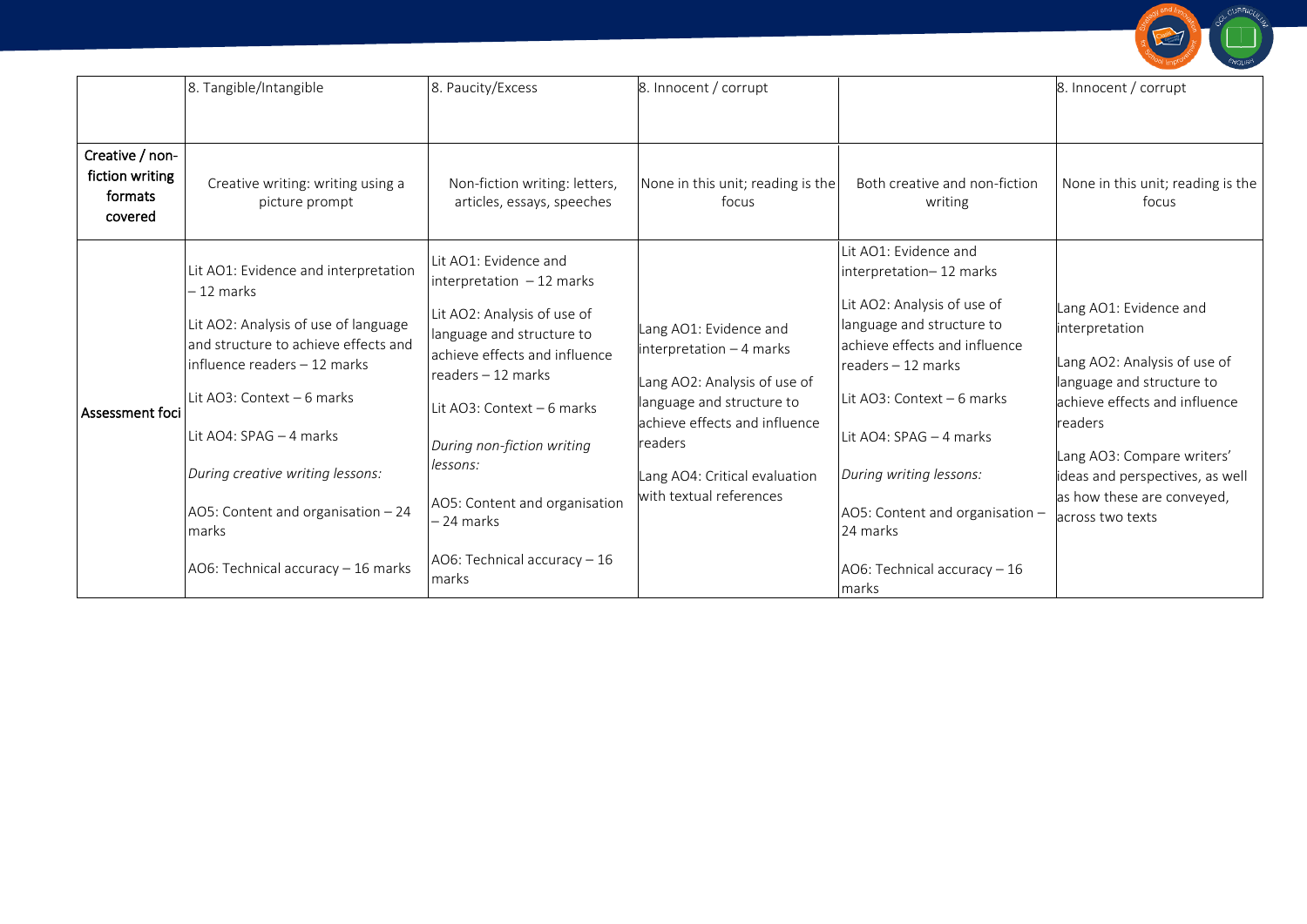| | | | | | |
|---|---|---|---|---|---|
| | 8. Tangible/Intangible | 8. Paucity/Excess | 8. Innocent / corrupt | | 8. Innocent / corrupt |
| Creative / non-fiction writing formats covered | Creative writing: writing using a picture prompt | Non-fiction writing: letters, articles, essays, speeches | None in this unit; reading is the focus | Both creative and non-fiction writing | None in this unit; reading is the focus |
| Assessment foci | Lit AO1: Evidence and interpretation – 12 marks<br><br>Lit AO2: Analysis of use of language and structure to achieve effects and influence readers – 12 marks<br><br>Lit AO3: Context – 6 marks<br><br>Lit AO4: SPAG – 4 marks<br><br>*During creative writing lessons:*<br><br>AO5: Content and organisation – 24 marks<br><br>AO6: Technical accuracy – 16 marks | Lit AO1: Evidence and interpretation – 12 marks<br><br>Lit AO2: Analysis of use of language and structure to achieve effects and influence readers – 12 marks<br><br>Lit AO3: Context – 6 marks<br><br>*During non-fiction writing lessons:*<br><br>AO5: Content and organisation – 24 marks<br><br>AO6: Technical accuracy – 16 marks | Lang AO1: Evidence and interpretation – 4 marks<br><br>Lang AO2: Analysis of use of language and structure to achieve effects and influence readers<br><br>Lang AO4: Critical evaluation with textual references | Lit AO1: Evidence and interpretation– 12 marks<br><br>Lit AO2: Analysis of use of language and structure to achieve effects and influence readers – 12 marks<br><br>Lit AO3: Context – 6 marks<br><br>Lit AO4: SPAG – 4 marks<br><br>*During writing lessons:*<br><br>AO5: Content and organisation – 24 marks<br><br>AO6: Technical accuracy – 16 marks | Lang AO1: Evidence and interpretation<br><br>Lang AO2: Analysis of use of language and structure to achieve effects and influence readers<br><br>Lang AO3: Compare writers' ideas and perspectives, as well as how these are conveyed, across two texts |